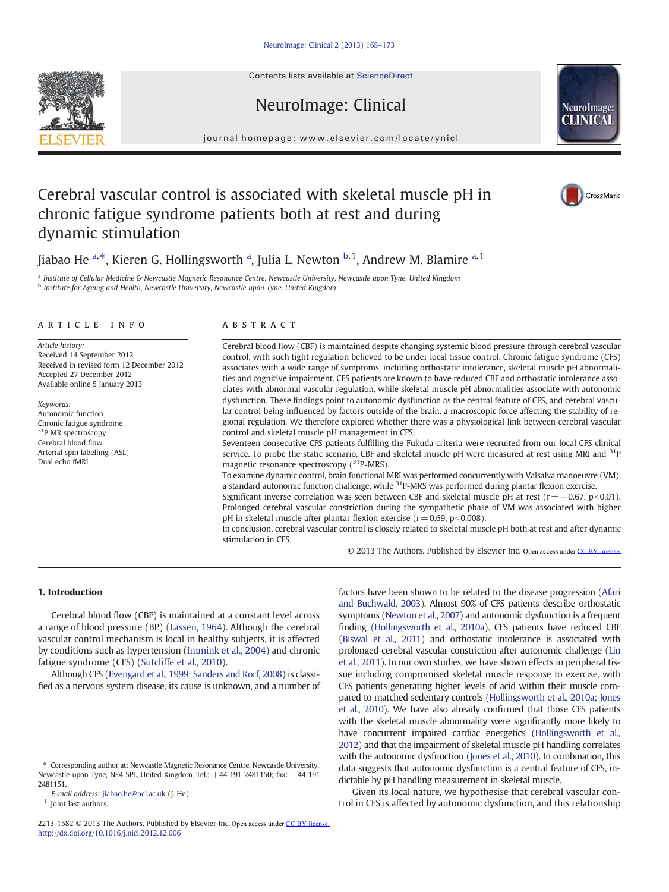# Cerebral vascular control is associated with skeletal muscle pH in chronic fatigue syndrome patients both at rest and during dynamic stimulation

Jiabao He [a,*], Kieren G. Hollingsworth [a], Julia L. Newton [b,1], Andrew M. Blamire [a,1]

[a] Institute of Cellular Medicine & Newcastle Magnetic Resonance Centre, Newcastle University, Newcastle upon Tyne, United Kingdom
[b] Institute for Ageing and Health, Newcastle University, Newcastle upon Tyne, United Kingdom

## ARTICLE INFO

*Article history:*
Received 14 September 2012
Received in revised form 12 December 2012
Accepted 27 December 2012
Available online 5 January 2013

*Keywords:*
Autonomic function
Chronic fatigue syndrome
$^{31}$P MR spectroscopy
Cerebral blood flow
Arterial spin labelling (ASL)
Dual echo fMRI

## ABSTRACT

Cerebral blood flow (CBF) is maintained despite changing systemic blood pressure through cerebral vascular control, with such tight regulation believed to be under local tissue control. Chronic fatigue syndrome (CFS) associates with a wide range of symptoms, including orthostatic intolerance, skeletal muscle pH abnormalities and cognitive impairment. CFS patients are known to have reduced CBF and orthostatic intolerance associates with abnormal vascular regulation, while skeletal muscle pH abnormalities associate with autonomic dysfunction. These findings point to autonomic dysfunction as the central feature of CFS, and cerebral vascular control being influenced by factors outside of the brain, a macroscopic force affecting the stability of regional regulation. We therefore explored whether there was a physiological link between cerebral vascular control and skeletal muscle pH management in CFS.

Seventeen consecutive CFS patients fulfilling the Fukuda criteria were recruited from our local CFS clinical service. To probe the static scenario, CBF and skeletal muscle pH were measured at rest using MRI and $^{31}$P magnetic resonance spectroscopy ($^{31}$P-MRS).

To examine dynamic control, brain functional MRI was performed concurrently with Valsalva manoeuvre (VM), a standard autonomic function challenge, while $^{31}$P-MRS was performed during plantar flexion exercise.

Significant inverse correlation was seen between CBF and skeletal muscle pH at rest ($r = -0.67$, $p < 0.01$). Prolonged cerebral vascular constriction during the sympathetic phase of VM was associated with higher pH in skeletal muscle after plantar flexion exercise ($r = 0.69$, $p < 0.008$).

In conclusion, cerebral vascular control is closely related to skeletal muscle pH both at rest and after dynamic stimulation in CFS.

© 2013 The Authors. Published by Elsevier Inc. Open access under CC BY license.

## 1. Introduction

Cerebral blood flow (CBF) is maintained at a constant level across a range of blood pressure (BP) (Lassen, 1964). Although the cerebral vascular control mechanism is local in healthy subjects, it is affected by conditions such as hypertension (Immink et al., 2004) and chronic fatigue syndrome (CFS) (Sutcliffe et al., 2010).

Although CFS (Evengard et al., 1999; Sanders and Korf, 2008) is classified as a nervous system disease, its cause is unknown, and a number of factors have been shown to be related to the disease progression (Afari and Buchwald, 2003). Almost 90% of CFS patients describe orthostatic symptoms (Newton et al., 2007) and autonomic dysfunction is a frequent finding (Hollingsworth et al., 2010a). CFS patients have reduced CBF (Biswal et al., 2011) and orthostatic intolerance is associated with prolonged cerebral vascular constriction after autonomic challenge (Lin et al., 2011). In our own studies, we have shown effects in peripheral tissue including compromised skeletal muscle response to exercise, with CFS patients generating higher levels of acid within their muscle compared to matched sedentary controls (Hollingsworth et al., 2010a; Jones et al., 2010). We have also already confirmed that those CFS patients with the skeletal muscle abnormality were significantly more likely to have concurrent impaired cardiac energetics (Hollingsworth et al., 2012) and that the impairment of skeletal muscle pH handling correlates with the autonomic dysfunction (Jones et al., 2010). In combination, this data suggests that autonomic dysfunction is a central feature of CFS, indictable by pH handling measurement in skeletal muscle.

Given its local nature, we hypothesise that cerebral vascular control in CFS is affected by autonomic dysfunction, and this relationship

\* Corresponding author at: Newcastle Magnetic Resonance Centre, Newcastle University, Newcastle upon Tyne, NE4 5PL, United Kingdom. Tel.: +44 191 2481150; fax: +44 191 2481151.
*E-mail address:* jiabao.he@ncl.ac.uk (J. He).
[1] Joint last authors.

2213-1582 © 2013 The Authors. Published by Elsevier Inc. Open access under CC BY license.
http://dx.doi.org/10.1016/j.nicl.2012.12.006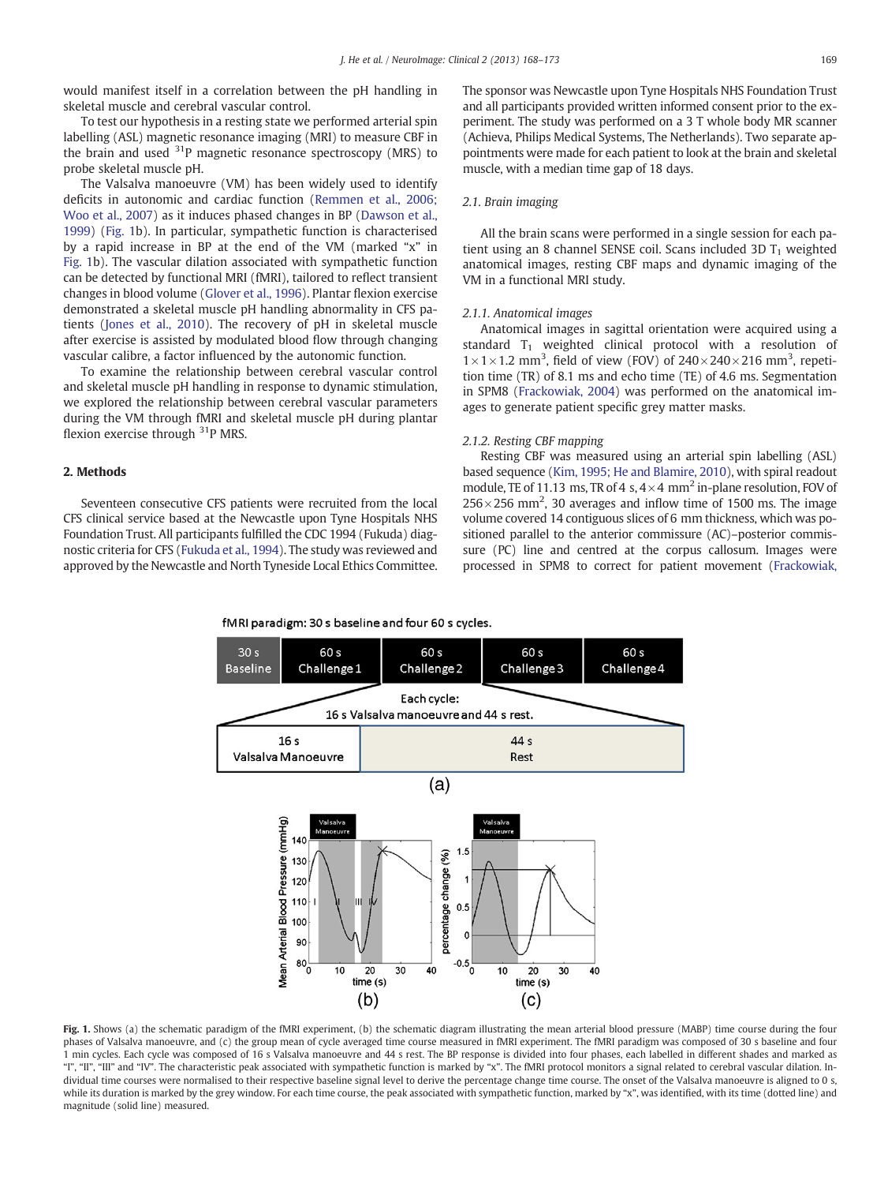would manifest itself in a correlation between the pH handling in skeletal muscle and cerebral vascular control.

To test our hypothesis in a resting state we performed arterial spin labelling (ASL) magnetic resonance imaging (MRI) to measure CBF in the brain and used $^{31}$P magnetic resonance spectroscopy (MRS) to probe skeletal muscle pH.

The Valsalva manoeuvre (VM) has been widely used to identify deficits in autonomic and cardiac function (Remmen et al., 2006; Woo et al., 2007) as it induces phased changes in BP (Dawson et al., 1999) (Fig. 1b). In particular, sympathetic function is characterised by a rapid increase in BP at the end of the VM (marked "x" in Fig. 1b). The vascular dilation associated with sympathetic function can be detected by functional MRI (fMRI), tailored to reflect transient changes in blood volume (Glover et al., 1996). Plantar flexion exercise demonstrated a skeletal muscle pH handling abnormality in CFS patients (Jones et al., 2010). The recovery of pH in skeletal muscle after exercise is assisted by modulated blood flow through changing vascular calibre, a factor influenced by the autonomic function.

To examine the relationship between cerebral vascular control and skeletal muscle pH handling in response to dynamic stimulation, we explored the relationship between cerebral vascular parameters during the VM through fMRI and skeletal muscle pH during plantar flexion exercise through $^{31}$P MRS.

## 2. Methods

Seventeen consecutive CFS patients were recruited from the local CFS clinical service based at the Newcastle upon Tyne Hospitals NHS Foundation Trust. All participants fulfilled the CDC 1994 (Fukuda) diagnostic criteria for CFS (Fukuda et al., 1994). The study was reviewed and approved by the Newcastle and North Tyneside Local Ethics Committee. The sponsor was Newcastle upon Tyne Hospitals NHS Foundation Trust and all participants provided written informed consent prior to the experiment. The study was performed on a 3 T whole body MR scanner (Achieva, Philips Medical Systems, The Netherlands). Two separate appointments were made for each patient to look at the brain and skeletal muscle, with a median time gap of 18 days.

### 2.1. Brain imaging

All the brain scans were performed in a single session for each patient using an 8 channel SENSE coil. Scans included 3D $T_1$ weighted anatomical images, resting CBF maps and dynamic imaging of the VM in a functional MRI study.

#### 2.1.1. Anatomical images

Anatomical images in sagittal orientation were acquired using a standard $T_1$ weighted clinical protocol with a resolution of $1 \times 1 \times 1.2$ mm$^3$, field of view (FOV) of $240 \times 240 \times 216$ mm$^3$, repetition time (TR) of 8.1 ms and echo time (TE) of 4.6 ms. Segmentation in SPM8 (Frackowiak, 2004) was performed on the anatomical images to generate patient specific grey matter masks.

#### 2.1.2. Resting CBF mapping

Resting CBF was measured using an arterial spin labelling (ASL) based sequence (Kim, 1995; He and Blamire, 2010), with spiral readout module, TE of 11.13 ms, TR of 4 s, $4 \times 4$ mm$^2$ in-plane resolution, FOV of $256 \times 256$ mm$^2$, 30 averages and inflow time of 1500 ms. The image volume covered 14 contiguous slices of 6 mm thickness, which was positioned parallel to the anterior commissure (AC)–posterior commissure (PC) line and centred at the corpus callosum. Images were processed in SPM8 to correct for patient movement (Frackowiak,

Fig. 1. Shows (a) the schematic paradigm of the fMRI experiment, (b) the schematic diagram illustrating the mean arterial blood pressure (MABP) time course during the four phases of Valsalva manoeuvre, and (c) the group mean of cycle averaged time course measured in fMRI experiment. The fMRI paradigm was composed of 30 s baseline and four 1 min cycles. Each cycle was composed of the 16 s Valsalva manoeuvre and 44 s rest. The BP response is divided into four phases, each labelled in different shades and marked as "I", "II", "III" and "IV". The characteristic peak associated with sympathetic function is marked by "x". The fMRI protocol monitors a signal related to cerebral vascular dilation. Individual time courses were normalised to their respective baseline signal level to derive the percentage change time course. The onset of the Valsalva manoeuvre is aligned to 0 s, while its duration is marked by the grey window. For each time course, the peak associated with sympathetic function, marked by "x", was identified, with its time (dotted line) and magnitude (solid line) measured.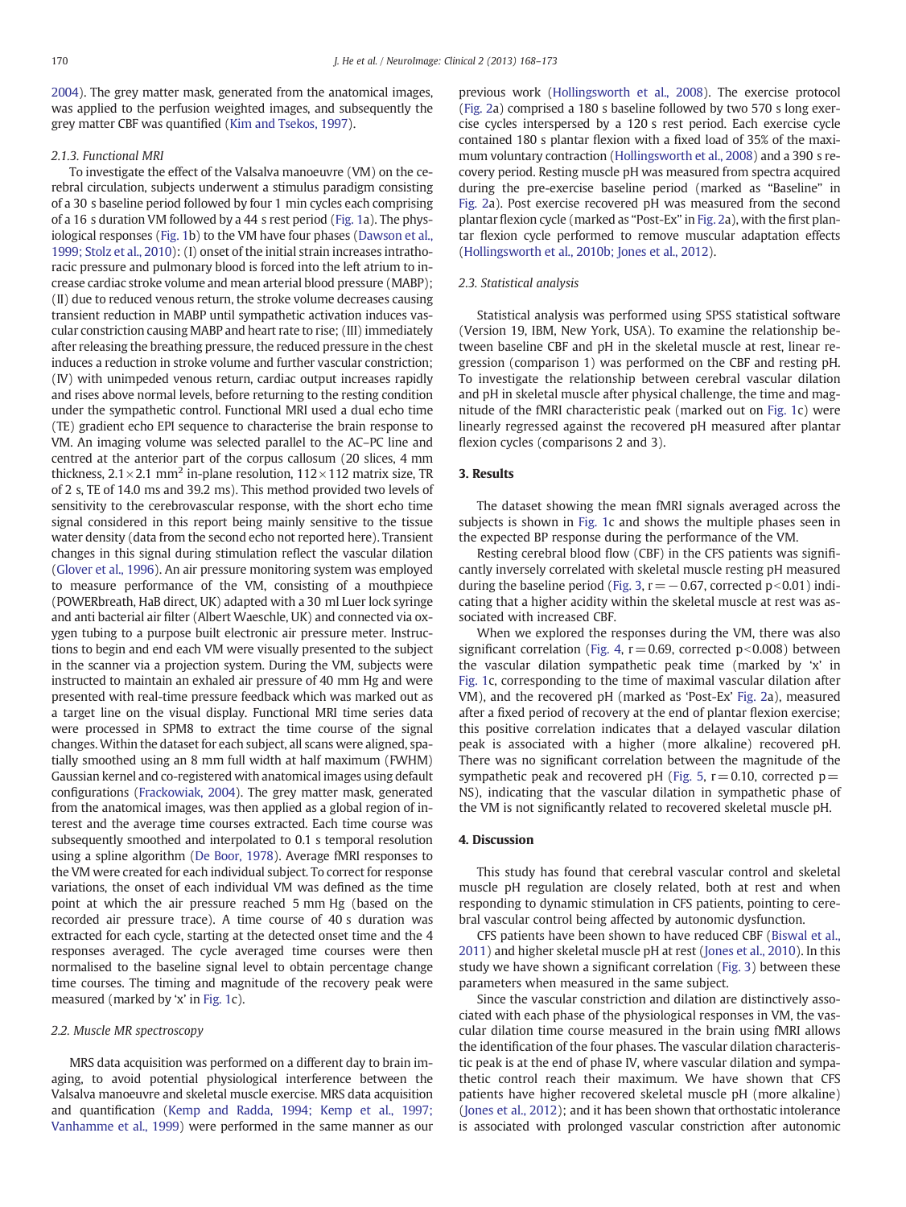2004). The grey matter mask, generated from the anatomical images, was applied to the perfusion weighted images, and subsequently the grey matter CBF was quantified (Kim and Tsekos, 1997).

#### 2.1.3. Functional MRI

To investigate the effect of the Valsalva manoeuvre (VM) on the cerebral circulation, subjects underwent a stimulus paradigm consisting of a 30 s baseline period followed by four 1 min cycles each comprising of a 16 s duration VM followed by a 44 s rest period (Fig. 1a). The physiological responses (Fig. 1b) to the VM have four phases (Dawson et al., 1999; Stolz et al., 2010): (I) onset of the initial strain increases intrathoracic pressure and pulmonary blood is forced into the left atrium to increase cardiac stroke volume and mean arterial blood pressure (MABP); (II) due to reduced venous return, the stroke volume decreases causing transient reduction in MABP until sympathetic activation induces vascular constriction causing MABP and heart rate to rise; (III) immediately after releasing the breathing pressure, the reduced pressure in the chest induces a reduction in stroke volume and further vascular constriction; (IV) with unimpeded venous return, cardiac output increases rapidly and rises above normal levels, before returning to the resting condition under the sympathetic control. Functional MRI used a dual echo time (TE) gradient echo EPI sequence to characterise the brain response to VM. An imaging volume was selected parallel to the AC–PC line and centred at the anterior part of the corpus callosum (20 slices, 4 mm thickness, $2.1 \times 2.1$ mm$^2$ in-plane resolution, $112 \times 112$ matrix size, TR of 2 s, TE of 14.0 ms and 39.2 ms). This method provided two levels of sensitivity to the cerebrovascular response, with the short echo time signal considered in this report being mainly sensitive to the tissue water density (data from the second echo not reported here). Transient changes in this signal during stimulation reflect the vascular dilation (Glover et al., 1996). An air pressure monitoring system was employed to measure performance of the VM, consisting of a mouthpiece (POWERbreath, HaB direct, UK) adapted with a 30 ml Luer lock syringe and anti bacterial air filter (Albert Waeschle, UK) and connected via oxygen tubing to a purpose built electronic air pressure meter. Instructions to begin and end each VM were visually presented to the subject in the scanner via a projection system. During the VM, subjects were instructed to maintain an exhaled air pressure of 40 mm Hg and were presented with real-time pressure feedback which was marked out as a target line on the visual display. Functional MRI time series data were processed in SPM8 to extract the time course of the signal changes. Within the dataset for each subject, all scans were aligned, spatially smoothed using an 8 mm full width at half maximum (FWHM) Gaussian kernel and co-registered with anatomical images using default configurations (Frackowiak, 2004). The grey matter mask, generated from the anatomical images, was then applied as a global region of interest and the average time courses extracted. Each time course was subsequently smoothed and interpolated to 0.1 s temporal resolution using a spline algorithm (De Boor, 1978). Average fMRI responses to the VM were created for each individual subject. To correct for response variations, the onset of each individual VM was defined as the time point at which the air pressure reached 5 mm Hg (based on the recorded air pressure trace). A time course of 40 s duration was extracted for each cycle, starting at the detected onset time and the 4 responses averaged. The cycle averaged time courses were then normalised to the baseline signal level to obtain percentage change time courses. The timing and magnitude of the recovery peak were measured (marked by 'x' in Fig. 1c).

### 2.2. Muscle MR spectroscopy

MRS data acquisition was performed on a different day to brain imaging, to avoid potential physiological interference between the Valsalva manoeuvre and skeletal muscle exercise. MRS data acquisition and quantification (Kemp and Radda, 1994; Kemp et al., 1997; Vanhamme et al., 1999) were performed in the same manner as our previous work (Hollingsworth et al., 2008). The exercise protocol (Fig. 2a) comprised a 180 s baseline followed by two 570 s long exercise cycles interspersed by a 120 s rest period. Each exercise cycle contained 180 s plantar flexion with a fixed load of 35% of the maximum voluntary contraction (Hollingsworth et al., 2008) and a 390 s recovery period. Resting muscle pH was measured from spectra acquired during the pre-exercise baseline period (marked as "Baseline" in Fig. 2a). Post exercise recovered pH was measured from the second plantar flexion cycle (marked as "Post-Ex" in Fig. 2a), with the first plantar flexion cycle performed to remove muscular adaptation effects (Hollingsworth et al., 2010b; Jones et al., 2012).

### 2.3. Statistical analysis

Statistical analysis was performed using SPSS statistical software (Version 19, IBM, New York, USA). To examine the relationship between baseline CBF and pH in the skeletal muscle at rest, linear regression (comparison 1) was performed on the CBF and resting pH. To investigate the relationship between cerebral vascular dilation and pH in skeletal muscle after physical challenge, the time and magnitude of the fMRI characteristic peak (marked out on Fig. 1c) were linearly regressed against the recovered pH measured after plantar flexion cycles (comparisons 2 and 3).

## 3. Results

The dataset showing the mean fMRI signals averaged across the subjects is shown in Fig. 1c and shows the multiple phases seen in the expected BP response during the performance of the VM.

Resting cerebral blood flow (CBF) in the CFS patients was significantly inversely correlated with skeletal muscle resting pH measured during the baseline period (Fig. 3, $r = -0.67$, corrected $p < 0.01$) indicating that a higher acidity within the skeletal muscle at rest was associated with increased CBF.

When we explored the responses during the VM, there was also significant correlation (Fig. 4, $r = 0.69$, corrected $p < 0.008$) between the vascular dilation sympathetic peak time (marked by 'x' in Fig. 1c, corresponding to the time of maximal vascular dilation after VM), and the recovered pH (marked as 'Post-Ex' Fig. 2a), measured after a fixed period of recovery at the end of plantar flexion exercise; this positive correlation indicates that a delayed vascular dilation peak is associated with a higher (more alkaline) recovered pH. There was no significant correlation between the magnitude of the sympathetic peak and recovered pH (Fig. 5, $r = 0.10$, corrected $p =$ NS), indicating that the vascular dilation in sympathetic phase of the VM is not significantly related to recovered skeletal muscle pH.

## 4. Discussion

This study has found that cerebral vascular control and skeletal muscle pH regulation are closely related, both at rest and when responding to dynamic stimulation in CFS patients, pointing to cerebral vascular control being affected by autonomic dysfunction.

CFS patients have been shown to have reduced CBF (Biswal et al., 2011) and higher skeletal muscle pH at rest (Jones et al., 2010). In this study we have shown a significant correlation (Fig. 3) between these parameters when measured in the same subject.

Since the vascular constriction and dilation are distinctively associated with each phase of the physiological responses in VM, the vascular dilation time course measured in the brain using fMRI allows the identification of the four phases. The vascular dilation characteristic peak is at the end of phase IV, where vascular dilation and sympathetic control reach their maximum. We have shown that CFS patients have higher recovered skeletal muscle pH (more alkaline) (Jones et al., 2012); and it has been shown that orthostatic intolerance is associated with prolonged vascular constriction after autonomic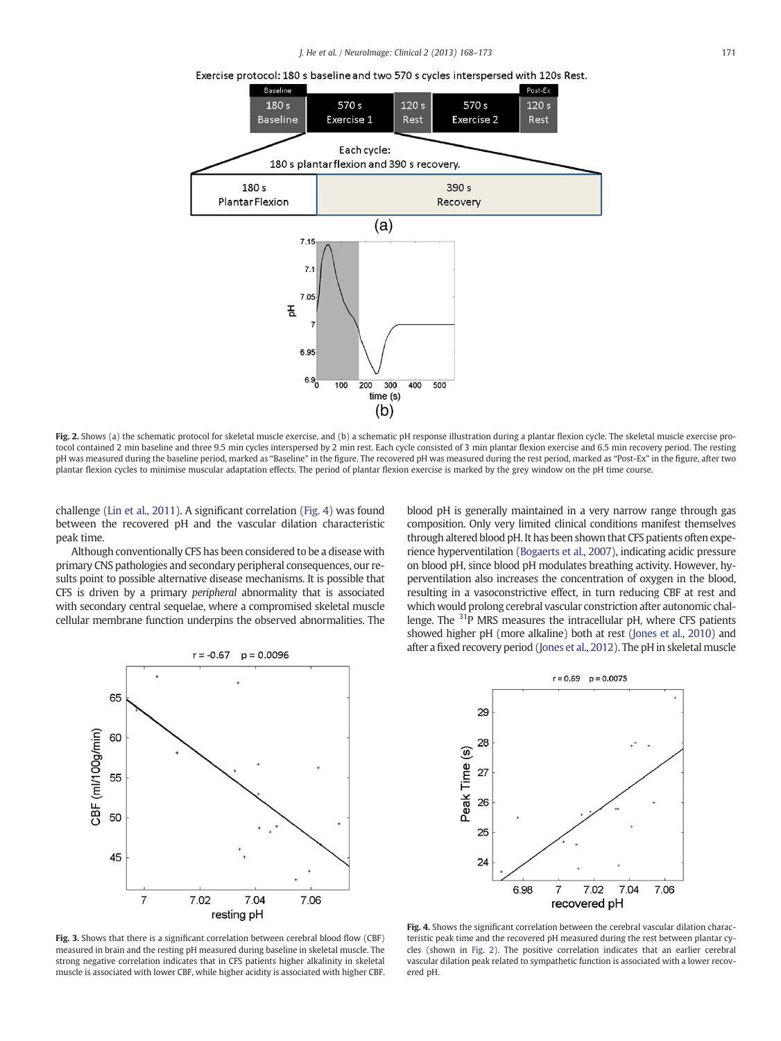Fig. 2. Shows (a) the schematic protocol for skeletal muscle exercise, and (b) a schematic pH response illustration during a plantar flexion cycle. The skeletal muscle exercise protocol contained 2 min baseline and three 9.5 min cycles interspersed by 2 min rest. Each cycle consisted of 3 min plantar flexion exercise and 6.5 min recovery period. The resting pH was measured during the baseline period, marked as "Baseline" in the figure. The recovered pH was measured during the rest period, marked as "Post-Ex" in the figure, after two plantar flexion cycles to minimise muscular adaptation effects. The period of plantar flexion exercise is marked by the grey window on the pH time course.

challenge (Lin et al., 2011). A significant correlation (Fig. 4) was found between the recovered pH and the vascular dilation characteristic peak time.

Although conventionally CFS has been considered to be a disease with primary CNS pathologies and secondary peripheral consequences, our results point to possible alternative disease mechanisms. It is possible that CFS is driven by a primary *peripheral* abnormality that is associated with secondary central sequelae, where a compromised skeletal muscle cellular membrane function underpins the observed abnormalities. The blood pH is generally maintained in a very narrow range through gas composition. Only very limited clinical conditions manifest themselves through altered blood pH. It has been shown that CFS patients often experience hyperventilation (Bogaerts et al., 2007), indicating acidic pressure on blood pH, since blood pH modulates breathing activity. However, hyperventilation also increases the concentration of oxygen in the blood, resulting in a vasoconstrictive effect, in turn reducing CBF at rest and which would prolong cerebral vascular constriction after autonomic challenge. The $^{31}$P MRS measures the intracellular pH, where CFS patients showed higher pH (more alkaline) both at rest (Jones et al., 2010) and after a fixed recovery period (Jones et al., 2012). The pH in skeletal muscle

Fig. 3. Shows that there is a significant correlation between cerebral blood flow (CBF) measured in brain and the resting pH measured during baseline in skeletal muscle. The strong negative correlation indicates that in CFS patients higher alkalinity in skeletal muscle is associated with lower CBF, while higher acidity is associated with higher CBF.

Fig. 4. Shows the significant correlation between the cerebral vascular dilation characteristic peak time and the recovered pH measured during the rest between plantar cycles (shown in Fig. 2). The positive correlation indicates that an earlier cerebral vascular dilation peak related to sympathetic function is associated with a lower recovered pH.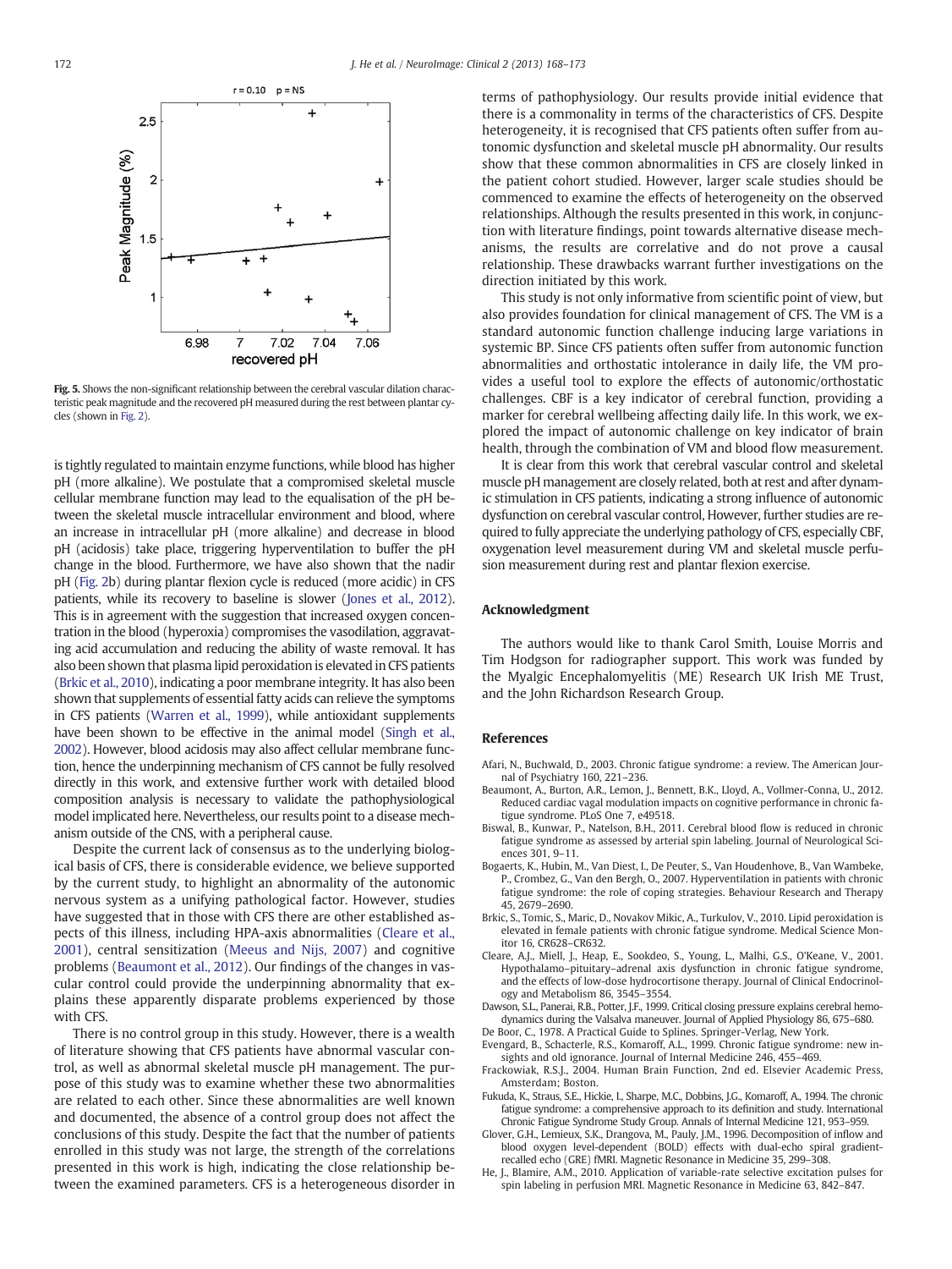Fig. 5. Shows the non-significant relationship between the cerebral vascular dilation characteristic peak magnitude and the recovered pH measured during the rest between plantar cycles (shown in Fig. 2).

is tightly regulated to maintain enzyme functions, while blood has higher pH (more alkaline). We postulate that a compromised skeletal muscle cellular membrane function may lead to the equalisation of the pH between the skeletal muscle intracellular environment and blood, where an increase in intracellular pH (more alkaline) and decrease in blood pH (acidosis) take place, triggering hyperventilation to buffer the pH change in the blood. Furthermore, we have also shown that the nadir pH (Fig. 2b) during plantar flexion cycle is reduced (more acidic) in CFS patients, while its recovery to baseline is slower (Jones et al., 2012). This is in agreement with the suggestion that increased oxygen concentration in the blood (hyperoxia) compromises the vasodilation, aggravating acid accumulation and reducing the ability of waste removal. It has also been shown that plasma lipid peroxidation is elevated in CFS patients (Brkic et al., 2010), indicating a poor membrane integrity. It has also been shown that supplements of essential fatty acids can relieve the symptoms in CFS patients (Warren et al., 1999), while antioxidant supplements have been shown to be effective in the animal model (Singh et al., 2002). However, blood acidosis may also affect cellular membrane function, hence the underpinning mechanism of CFS cannot be fully resolved directly in this work, and extensive further work with detailed blood composition analysis is necessary to validate the pathophysiological model implicated here. Nevertheless, our results point to a disease mechanism outside of the CNS, with a peripheral cause.

Despite the current lack of consensus as to the underlying biological basis of CFS, there is considerable evidence, we believe supported by the current study, to highlight an abnormality of the autonomic nervous system as a unifying pathological factor. However, studies have suggested that in those with CFS there are other established aspects of this illness, including HPA-axis abnormalities (Cleare et al., 2001), central sensitization (Meeus and Nijs, 2007) and cognitive problems (Beaumont et al., 2012). Our findings of the changes in vascular control could provide the underpinning abnormality that explains these apparently disparate problems experienced by those with CFS.

There is no control group in this study. However, there is a wealth of literature showing that CFS patients have abnormal vascular control, as well as abnormal skeletal muscle pH management. The purpose of this study was to examine whether these two abnormalities are related to each other. Since these abnormalities are well known and documented, the absence of a control group does not affect the conclusions of this study. Despite the fact that the number of patients enrolled in this study was not large, the strength of the correlations presented in this work is high, indicating the close relationship between the examined parameters. CFS is a heterogeneous disorder in terms of pathophysiology. Our results provide initial evidence that there is a commonality in terms of the characteristics of CFS. Despite heterogeneity, it is recognised that CFS patients often suffer from autonomic dysfunction and skeletal muscle pH abnormality. Our results show that these common abnormalities in CFS are closely linked in the patient cohort studied. However, larger scale studies should be commenced to examine the effects of heterogeneity on the observed relationships. Although the results presented in this work, in conjunction with literature findings, point towards alternative disease mechanisms, the results are correlative and do not prove a causal relationship. These drawbacks warrant further investigations on the direction initiated by this work.

This study is not only informative from scientific point of view, but also provides foundation for clinical management of CFS. The VM is a standard autonomic function challenge inducing large variations in systemic BP. Since CFS patients often suffer from autonomic function abnormalities and orthostatic intolerance in daily life, the VM provides a useful tool to explore the effects of autonomic/orthostatic challenges. CBF is a key indicator of cerebral function, providing a marker for cerebral wellbeing affecting daily life. In this work, we explored the impact of autonomic challenge on key indicator of brain health, through the combination of VM and blood flow measurement.

It is clear from this work that cerebral vascular control and skeletal muscle pH management are closely related, both at rest and after dynamic stimulation in CFS patients, indicating a strong influence of autonomic dysfunction on cerebral vascular control, However, further studies are required to fully appreciate the underlying pathology of CFS, especially CBF, oxygenation level measurement during VM and skeletal muscle perfusion measurement during rest and plantar flexion exercise.

## Acknowledgment

The authors would like to thank Carol Smith, Louise Morris and Tim Hodgson for radiographer support. This work was funded by the Myalgic Encephalomyelitis (ME) Research UK Irish ME Trust, and the John Richardson Research Group.

## References

Afari, N., Buchwald, D., 2003. Chronic fatigue syndrome: a review. The American Journal of Psychiatry 160, 221–236.

Beaumont, A., Burton, A.R., Lemon, J., Bennett, B.K., Lloyd, A., Vollmer-Conna, U., 2012. Reduced cardiac vagal modulation impacts on cognitive performance in chronic fatigue syndrome. PLoS One 7, e49518.

Biswal, B., Kunwar, P., Natelson, B.H., 2011. Cerebral blood flow is reduced in chronic fatigue syndrome as assessed by arterial spin labeling. Journal of Neurological Sciences 301, 9–11.

Bogaerts, K., Hubin, M., Van Diest, I., De Peuter, S., Van Houdenhove, B., Van Wambeke, P., Crombez, G., Van den Bergh, O., 2007. Hyperventilation in patients with chronic fatigue syndrome: the role of coping strategies. Behaviour Research and Therapy 45, 2679–2690.

Brkic, S., Tomic, S., Maric, D., Novakov Mikic, A., Turkulov, V., 2010. Lipid peroxidation is elevated in female patients with chronic fatigue syndrome. Medical Science Monitor 16, CR628–CR632.

Cleare, A.J., Miell, J., Heap, E., Sookdeo, S., Young, L., Malhi, G.S., O'Keane, V., 2001. Hypothalamo–pituitary–adrenal axis dysfunction in chronic fatigue syndrome, and the effects of low-dose hydrocortisone therapy. Journal of Clinical Endocrinology and Metabolism 86, 3545–3554.

Dawson, S.L., Panerai, R.B., Potter, J.F., 1999. Critical closing pressure explains cerebral hemodynamics during the Valsalva maneuver. Journal of Applied Physiology 86, 675–680.

De Boor, C., 1978. A Practical Guide to Splines. Springer-Verlag, New York.

Evengard, B., Schacterle, R.S., Komaroff, A.L., 1999. Chronic fatigue syndrome: new insights and old ignorance. Journal of Internal Medicine 246, 455–469.

Frackowiak, R.S.J., 2004. Human Brain Function, 2nd ed. Elsevier Academic Press, Amsterdam; Boston.

Fukuda, K., Straus, S.E., Hickie, I., Sharpe, M.C., Dobbins, J.G., Komaroff, A., 1994. The chronic fatigue syndrome: a comprehensive approach to its definition and study. International Chronic Fatigue Syndrome Study Group. Annals of Internal Medicine 121, 953–959.

Glover, G.H., Lemieux, S.K., Drangova, M., Pauly, J.M., 1996. Decomposition of inflow and blood oxygen level-dependent (BOLD) effects with dual-echo spiral gradient-recalled echo (GRE) fMRI. Magnetic Resonance in Medicine 35, 299–308.

He, J., Blamire, A.M., 2010. Application of variable-rate selective excitation pulses for spin labeling in perfusion MRI. Magnetic Resonance in Medicine 63, 842–847.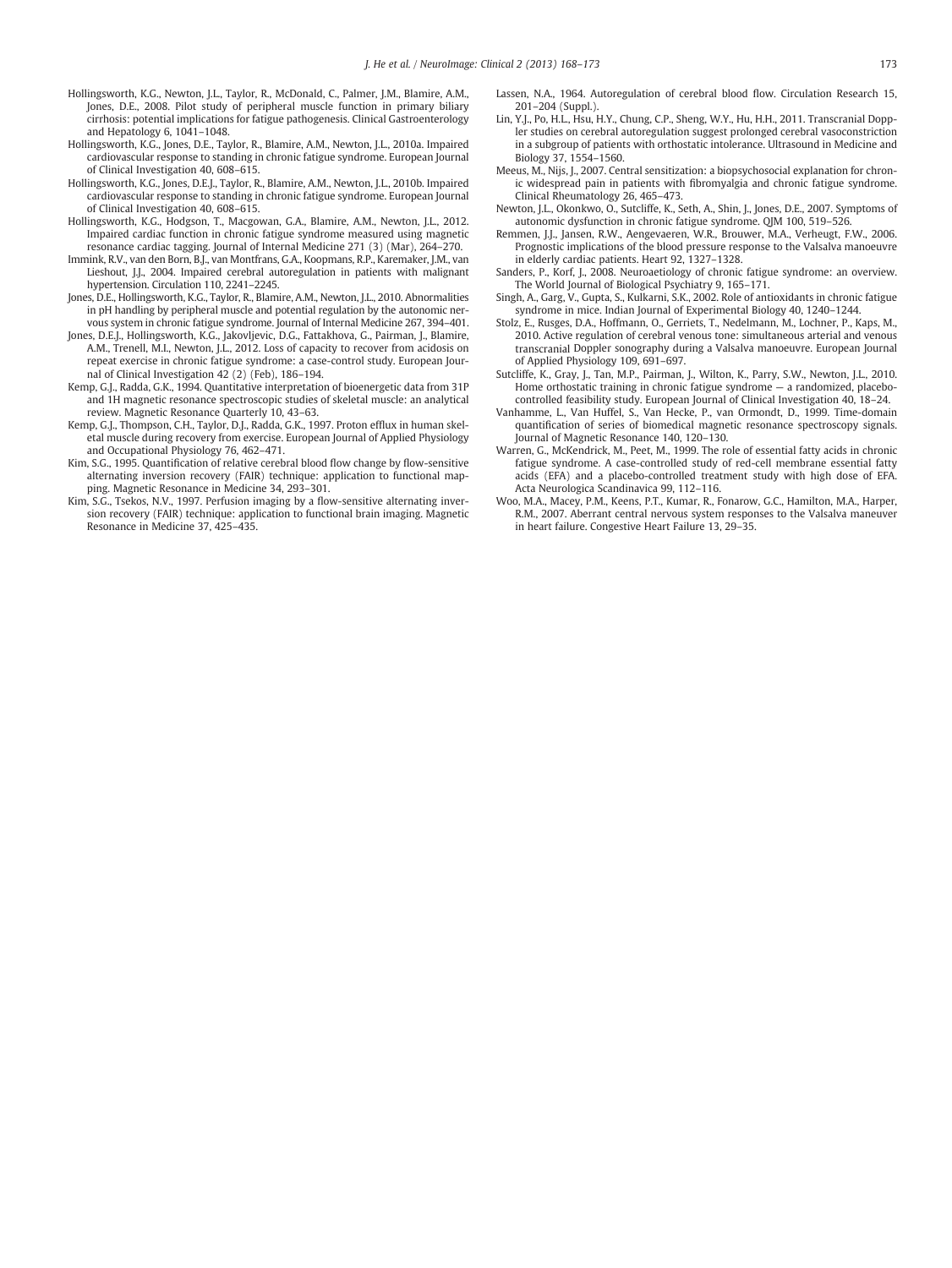Hollingsworth, K.G., Newton, J.L., Taylor, R., McDonald, C., Palmer, J.M., Blamire, A.M., Jones, D.E., 2008. Pilot study of peripheral muscle function in primary biliary cirrhosis: potential implications for fatigue pathogenesis. Clinical Gastroenterology and Hepatology 6, 1041–1048.

Hollingsworth, K.G., Jones, D.E., Taylor, R., Blamire, A.M., Newton, J.L., 2010a. Impaired cardiovascular response to standing in chronic fatigue syndrome. European Journal of Clinical Investigation 40, 608–615.

Hollingsworth, K.G., Jones, D.E.J., Taylor, R., Blamire, A.M., Newton, J.L., 2010b. Impaired cardiovascular response to standing in chronic fatigue syndrome. European Journal of Clinical Investigation 40, 608–615.

Hollingsworth, K.G., Hodgson, T., Macgowan, G.A., Blamire, A.M., Newton, J.L., 2012. Impaired cardiac function in chronic fatigue syndrome measured using magnetic resonance cardiac tagging. Journal of Internal Medicine 271 (3) (Mar), 264–270.

Immink, R.V., van den Born, B.J., van Montfrans, G.A., Koopmans, R.P., Karemaker, J.M., van Lieshout, J.J., 2004. Impaired cerebral autoregulation in patients with malignant hypertension. Circulation 110, 2241–2245.

Jones, D.E., Hollingsworth, K.G., Taylor, R., Blamire, A.M., Newton, J.L., 2010. Abnormalities in pH handling by peripheral muscle and potential regulation by the autonomic nervous system in chronic fatigue syndrome. Journal of Internal Medicine 267, 394–401.

Jones, D.E.J., Hollingsworth, K.G., Jakovljevic, D.G., Fattakhova, G., Pairman, J., Blamire, A.M., Trenell, M.I., Newton, J.L., 2012. Loss of capacity to recover from acidosis on repeat exercise in chronic fatigue syndrome: a case-control study. European Journal of Clinical Investigation 42 (2) (Feb), 186–194.

Kemp, G.J., Radda, G.K., 1994. Quantitative interpretation of bioenergetic data from 31P and 1H magnetic resonance spectroscopic studies of skeletal muscle: an analytical review. Magnetic Resonance Quarterly 10, 43–63.

Kemp, G.J., Thompson, C.H., Taylor, D.J., Radda, G.K., 1997. Proton efflux in human skeletal muscle during recovery from exercise. European Journal of Applied Physiology and Occupational Physiology 76, 462–471.

Kim, S.G., 1995. Quantification of relative cerebral blood flow change by flow-sensitive alternating inversion recovery (FAIR) technique: application to functional mapping. Magnetic Resonance in Medicine 34, 293–301.

Kim, S.G., Tsekos, N.V., 1997. Perfusion imaging by a flow-sensitive alternating inversion recovery (FAIR) technique: application to functional brain imaging. Magnetic Resonance in Medicine 37, 425–435.

Lassen, N.A., 1964. Autoregulation of cerebral blood flow. Circulation Research 15, 201–204 (Suppl.).

Lin, Y.J., Po, H.L., Hsu, H.Y., Chung, C.P., Sheng, W.Y., Hu, H.H., 2011. Transcranial Doppler studies on cerebral autoregulation suggest prolonged cerebral vasoconstriction in a subgroup of patients with orthostatic intolerance. Ultrasound in Medicine and Biology 37, 1554–1560.

Meeus, M., Nijs, J., 2007. Central sensitization: a biopsychosocial explanation for chronic widespread pain in patients with fibromyalgia and chronic fatigue syndrome. Clinical Rheumatology 26, 465–473.

Newton, J.L., Okonkwo, O., Sutcliffe, K., Seth, A., Shin, J., Jones, D.E., 2007. Symptoms of autonomic dysfunction in chronic fatigue syndrome. QJM 100, 519–526.

Remmen, J.J., Jansen, R.W., Aengevaeren, W.R., Brouwer, M.A., Verheugt, F.W., 2006. Prognostic implications of the blood pressure response to the Valsalva manoeuvre in elderly cardiac patients. Heart 92, 1327–1328.

Sanders, P., Korf, J., 2008. Neuroaetiology of chronic fatigue syndrome: an overview. The World Journal of Biological Psychiatry 9, 165–171.

Singh, A., Garg, V., Gupta, S., Kulkarni, S.K., 2002. Role of antioxidants in chronic fatigue syndrome in mice. Indian Journal of Experimental Biology 40, 1240–1244.

Stolz, E., Rusges, D.A., Hoffmann, O., Gerriets, T., Nedelmann, M., Lochner, P., Kaps, M., 2010. Active regulation of cerebral venous tone: simultaneous arterial and venous transcranial Doppler sonography during a Valsalva manoeuvre. European Journal of Applied Physiology 109, 691–697.

Sutcliffe, K., Gray, J., Tan, M.P., Pairman, J., Wilton, K., Parry, S.W., Newton, J.L., 2010. Home orthostatic training in chronic fatigue syndrome — a randomized, placebo-controlled feasibility study. European Journal of Clinical Investigation 40, 18–24.

Vanhamme, L., Van Huffel, S., Van Hecke, P., van Ormondt, D., 1999. Time-domain quantification of series of biomedical magnetic resonance spectroscopy signals. Journal of Magnetic Resonance 140, 120–130.

Warren, G., McKendrick, M., Peet, M., 1999. The role of essential fatty acids in chronic fatigue syndrome. A case-controlled study of red-cell membrane essential fatty acids (EFA) and a placebo-controlled treatment study with high dose of EFA. Acta Neurologica Scandinavica 99, 112–116.

Woo, M.A., Macey, P.M., Keens, P.T., Kumar, R., Fonarow, G.C., Hamilton, M.A., Harper, R.M., 2007. Aberrant central nervous system responses to the Valsalva maneuver in heart failure. Congestive Heart Failure 13, 29–35.